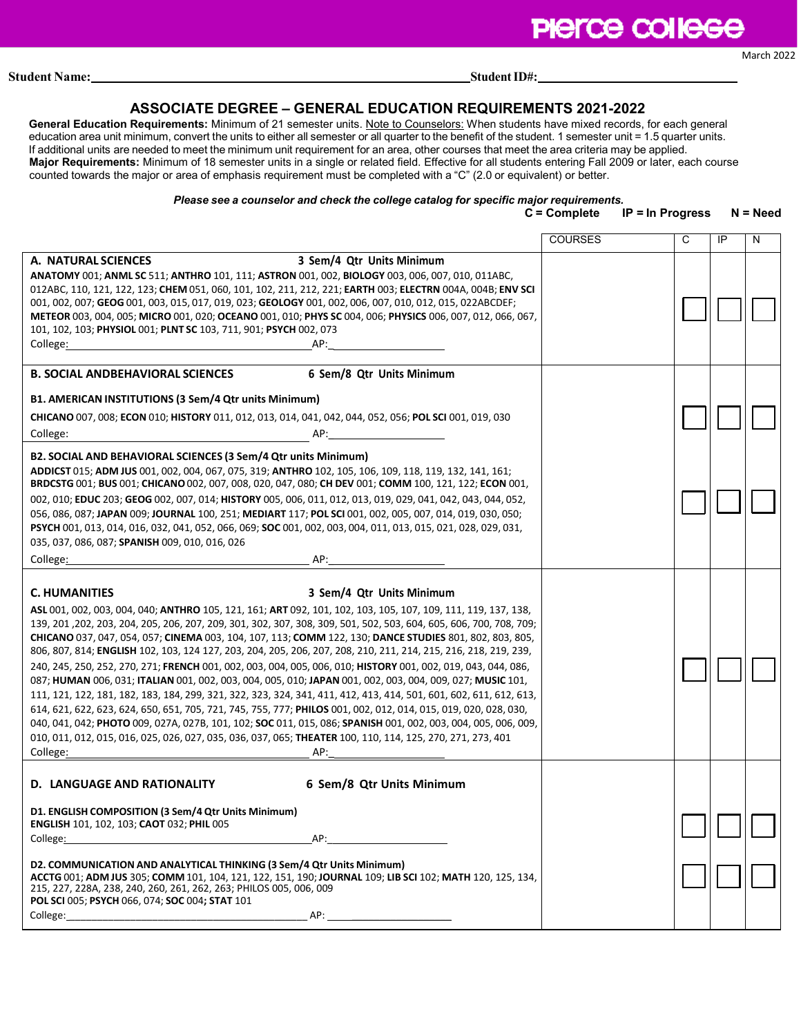Pierce College

March 2022

**Student Name:** ____________________ **Student ID#:** ____________________

## ASSOCIATE DEGREE – GENERAL EDUCATION REQUIREMENTS 2021-2022

**General Education Requirements:** Minimum of 21 semester units. Note to Counselors: When students have mixed records, for each general education area unit minimum, convert the units to either all semester or all quarter to the benefit of the student. 1 semester unit = 1.5 quarter units. If additional units are needed to meet the minimum unit requirement for an area, other courses that meet the area criteria may be applied.
**Major Requirements:** Minimum of 18 semester units in a single or related field. Effective for all students entering Fall 2009 or later, each course counted towards the major or area of emphasis requirement must be completed with a "C" (2.0 or equivalent) or better.

***Please see a counselor and check the college catalog for specific major requirements.***

**C = Complete IP = In Progress N = Need**

| | COURSES | C | IP | N |
|---|---|---|---|---|
| **A. NATURAL SCIENCES** **3 Sem/4 Qtr Units Minimum**<br>**ANATOMY** 001; **ANML SC** 511; **ANTHRO** 101, 111; **ASTRON** 001, 002, **BIOLOGY** 003, 006, 007, 010, 011ABC, 012ABC, 110, 121, 122, 123; **CHEM** 051, 060, 101, 102, 211, 212, 221; **EARTH** 003; **ELECTRN** 004A, 004B; **ENV SCI** 001, 002, 007; **GEOG** 001, 003, 015, 017, 019, 023; **GEOLOGY** 001, 002, 006, 007, 010, 012, 015, 022ABCDEF; **METEOR** 003, 004, 005; **MICRO** 001, 020; **OCEANO** 001, 010; **PHYS SC** 004, 006; **PHYSICS** 006, 007, 012, 066, 067, 101, 102, 103; **PHYSIOL** 001; **PLNT SC** 103, 711, 901; **PSYCH** 002, 073<br>College: ____ AP: ____ | | ☐ | ☐ | ☐ |
| **B. SOCIAL ANDBEHAVIORAL SCIENCES** **6 Sem/8 Qtr Units Minimum** | | | | |
| **B1. AMERICAN INSTITUTIONS (3 Sem/4 Qtr units Minimum)**<br>**CHICANO** 007, 008; **ECON** 010; **HISTORY** 011, 012, 013, 014, 041, 042, 044, 052, 056; **POL SCI** 001, 019, 030<br>College: ____ AP: ____ | | ☐ | ☐ | ☐ |
| **B2. SOCIAL AND BEHAVIORAL SCIENCES (3 Sem/4 Qtr units Minimum)**<br>**ADDICST** 015; **ADM JUS** 001, 002, 004, 067, 075, 319; **ANTHRO** 102, 105, 106, 109, 118, 119, 132, 141, 161; **BRDCSTG** 001; **BUS** 001; **CHICANO** 002, 007, 008, 020, 047, 080; **CH DEV** 001; **COMM** 100, 121, 122; **ECON** 001, 002, 010; **EDUC** 203; **GEOG** 002, 007, 014; **HISTORY** 005, 006, 011, 012, 013, 019, 029, 041, 042, 043, 044, 052, 056, 086, 087; **JAPAN** 009; **JOURNAL** 100, 251; **MEDIART** 117; **POL SCI** 001, 002, 005, 007, 014, 019, 030, 050; **PSYCH** 001, 013, 014, 016, 032, 041, 052, 066, 069; **SOC** 001, 002, 003, 004, 011, 013, 015, 021, 028, 029, 031, 035, 037, 086, 087; **SPANISH** 009, 010, 016, 026<br>College: ____ AP: ____ | | ☐ | ☐ | ☐ |
| **C. HUMANITIES** **3 Sem/4 Qtr Units Minimum**<br>**ASL** 001, 002, 003, 004, 040; **ANTHRO** 105, 121, 161; **ART** 092, 101, 102, 103, 105, 107, 109, 111, 119, 137, 138, 139, 201 ,202, 203, 204, 205, 206, 207, 209, 301, 302, 307, 308, 309, 501, 502, 503, 604, 605, 606, 700, 708, 709; **CHICANO** 037, 047, 054, 057; **CINEMA** 003, 104, 107, 113; **COMM** 122, 130; **DANCE STUDIES** 801, 802, 803, 805, 806, 807, 814; **ENGLISH** 102, 103, 124 127, 203, 204, 205, 206, 207, 208, 210, 211, 214, 215, 216, 218, 219, 239, 240, 245, 250, 252, 270, 271; **FRENCH** 001, 002, 003, 004, 005, 006, 010; **HISTORY** 001, 002, 019, 043, 044, 086, 087; **HUMAN** 006, 031; **ITALIAN** 001, 002, 003, 004, 005, 010; **JAPAN** 001, 002, 003, 004, 009, 027; **MUSIC** 101, 111, 121, 122, 181, 182, 183, 184, 299, 321, 322, 323, 324, 341, 411, 412, 413, 414, 501, 601, 602, 611, 612, 613, 614, 621, 622, 623, 624, 650, 651, 705, 721, 745, 755, 777; **PHILOS** 001, 002, 012, 014, 015, 019, 020, 028, 030, 040, 041, 042; **PHOTO** 009, 027A, 027B, 101, 102; **SOC** 011, 015, 086; **SPANISH** 001, 002, 003, 004, 005, 006, 009, 010, 011, 012, 015, 016, 025, 026, 027, 035, 036, 037, 065; **THEATER** 100, 110, 114, 125, 270, 271, 273, 401<br>College: ____ AP: ____ | | ☐ | ☐ | ☐ |
| **D. LANGUAGE AND RATIONALITY** **6 Sem/8 Qtr Units Minimum** | | | | |
| **D1. ENGLISH COMPOSITION (3 Sem/4 Qtr Units Minimum)**<br>**ENGLISH** 101, 102, 103; **CAOT** 032; **PHIL** 005<br>College: ____ AP: ____ | | ☐ | ☐ | ☐ |
| **D2. COMMUNICATION AND ANALYTICAL THINKING (3 Sem/4 Qtr Units Minimum)**<br>**ACCTG** 001; **ADM JUS** 305; **COMM** 101, 104, 121, 122, 151, 190; **JOURNAL** 109; **LIB SCI** 102; **MATH** 120, 125, 134, 215, 227, 228A, 238, 240, 260, 261, 262, 263; PHILOS 005, 006, 009<br>**POL SCI** 005; **PSYCH** 066, 074; **SOC** 004; **STAT** 101<br>College: ____ AP: ____ | | ☐ | ☐ | ☐ |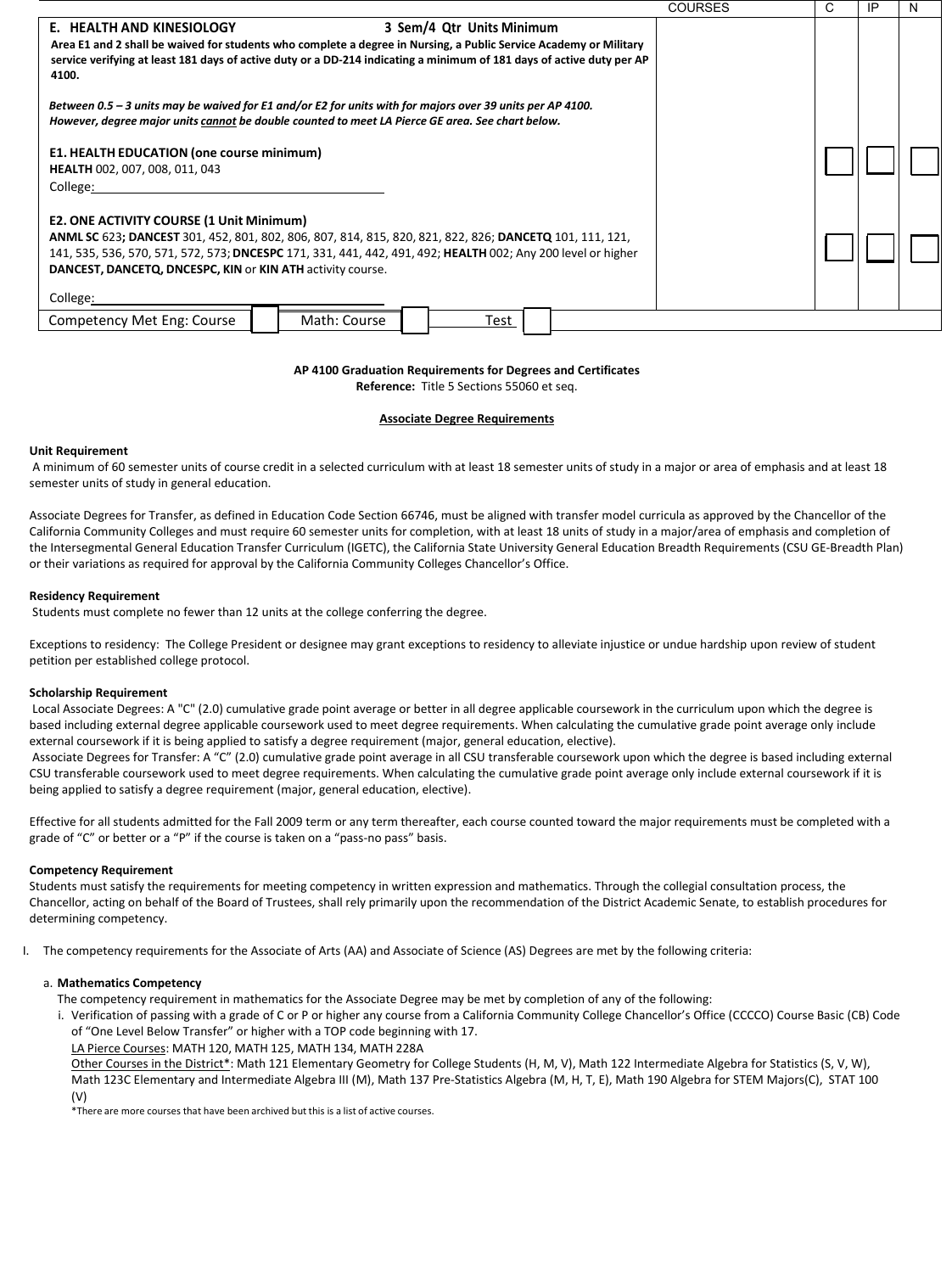| E. HEALTH AND KINESIOLOGY 3 Sem/4 Qtr Units Minimum | COURSES | C | IP | N |
|---|---|---|---|---|
| **Area E1 and 2 shall be waived for students who complete a degree in Nursing, a Public Service Academy or Military service verifying at least 181 days of active duty or a DD-214 indicating a minimum of 181 days of active duty per AP 4100.**<br><br>***Between 0.5 – 3 units may be waived for E1 and/or E2 for units with for majors over 39 units per AP 4100. However, degree major units cannot be double counted to meet LA Pierce GE area. See chart below.*** | | | | |
| **E1. HEALTH EDUCATION (one course minimum)**<br>**HEALTH** 002, 007, 008, 011, 043<br>College: | | ☐ | ☐ | ☐ |
| **E2. ONE ACTIVITY COURSE (1 Unit Minimum)**<br>**ANML SC** 623**; DANCEST** 301, 452, 801, 802, 806, 807, 814, 815, 820, 821, 822, 826; **DANCETQ** 101, 111, 121, 141, 535, 536, 570, 571, 572, 573; **DNCESPC** 171, 331, 441, 442, 491, 492; **HEALTH** 002; Any 200 level or higher **DANCEST, DANCETQ, DNCESPC, KIN** or **KIN ATH** activity course.<br><br>College: | | ☐ | ☐ | ☐ |
| Competency Met Eng: Course ☐ Math: Course ☐ Test ☐ | | | | |

**AP 4100 Graduation Requirements for Degrees and Certificates**
**Reference:** Title 5 Sections 55060 et seq.

**Associate Degree Requirements**

**Unit Requirement**

A minimum of 60 semester units of course credit in a selected curriculum with at least 18 semester units of study in a major or area of emphasis and at least 18 semester units of study in general education.

Associate Degrees for Transfer, as defined in Education Code Section 66746, must be aligned with transfer model curricula as approved by the Chancellor of the California Community Colleges and must require 60 semester units for completion, with at least 18 units of study in a major/area of emphasis and completion of the Intersegmental General Education Transfer Curriculum (IGETC), the California State University General Education Breadth Requirements (CSU GE-Breadth Plan) or their variations as required for approval by the California Community Colleges Chancellor's Office.

**Residency Requirement**

Students must complete no fewer than 12 units at the college conferring the degree.

Exceptions to residency: The College President or designee may grant exceptions to residency to alleviate injustice or undue hardship upon review of student petition per established college protocol.

**Scholarship Requirement**

Local Associate Degrees: A "C" (2.0) cumulative grade point average or better in all degree applicable coursework in the curriculum upon which the degree is based including external degree applicable coursework used to meet degree requirements. When calculating the cumulative grade point average only include external coursework if it is being applied to satisfy a degree requirement (major, general education, elective).

Associate Degrees for Transfer: A "C" (2.0) cumulative grade point average in all CSU transferable coursework upon which the degree is based including external CSU transferable coursework used to meet degree requirements. When calculating the cumulative grade point average only include external coursework if it is being applied to satisfy a degree requirement (major, general education, elective).

Effective for all students admitted for the Fall 2009 term or any term thereafter, each course counted toward the major requirements must be completed with a grade of "C" or better or a "P" if the course is taken on a "pass-no pass" basis.

**Competency Requirement**

Students must satisfy the requirements for meeting competency in written expression and mathematics. Through the collegial consultation process, the Chancellor, acting on behalf of the Board of Trustees, shall rely primarily upon the recommendation of the District Academic Senate, to establish procedures for determining competency.

I. The competency requirements for the Associate of Arts (AA) and Associate of Science (AS) Degrees are met by the following criteria:

a. **Mathematics Competency**

The competency requirement in mathematics for the Associate Degree may be met by completion of any of the following:

i. Verification of passing with a grade of C or P or higher any course from a California Community College Chancellor's Office (CCCCO) Course Basic (CB) Code of "One Level Below Transfer" or higher with a TOP code beginning with 17.

<u>LA Pierce Courses</u>: MATH 120, MATH 125, MATH 134, MATH 228A

<u>Other Courses in the District</u>*: Math 121 Elementary Geometry for College Students (H, M, V), Math 122 Intermediate Algebra for Statistics (S, V, W), Math 123C Elementary and Intermediate Algebra III (M), Math 137 Pre-Statistics Algebra (M, H, T, E), Math 190 Algebra for STEM Majors(C), STAT 100 (V)

*There are more courses that have been archived but this is a list of active courses.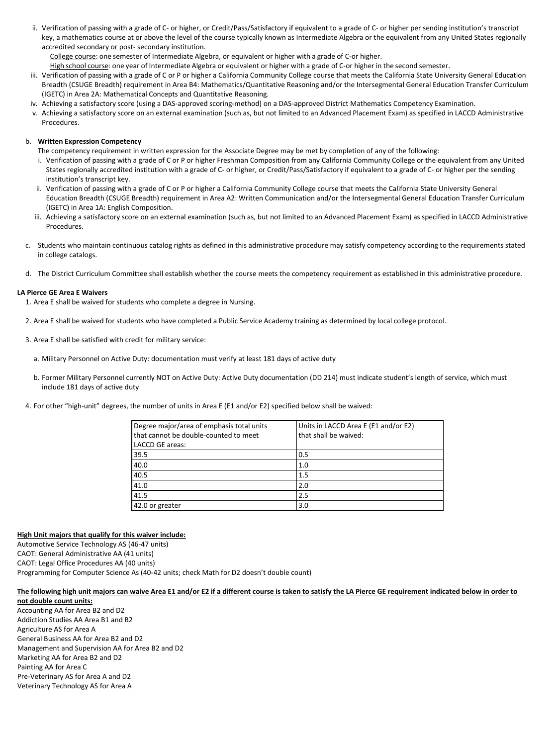ii. Verification of passing with a grade of C- or higher, or Credit/Pass/Satisfactory if equivalent to a grade of C- or higher per sending institution's transcript key, a mathematics course at or above the level of the course typically known as Intermediate Algebra or the equivalent from any United States regionally accredited secondary or post- secondary institution.

   College course: one semester of Intermediate Algebra, or equivalent or higher with a grade of C-or higher.

   High school course: one year of Intermediate Algebra or equivalent or higher with a grade of C-or higher in the second semester.

iii. Verification of passing with a grade of C or P or higher a California Community College course that meets the California State University General Education Breadth (CSUGE Breadth) requirement in Area B4: Mathematics/Quantitative Reasoning and/or the Intersegmental General Education Transfer Curriculum (IGETC) in Area 2A: Mathematical Concepts and Quantitative Reasoning.

iv. Achieving a satisfactory score (using a DAS-approved scoring-method) on a DAS-approved District Mathematics Competency Examination.

v. Achieving a satisfactory score on an external examination (such as, but not limited to an Advanced Placement Exam) as specified in LACCD Administrative Procedures.

b. **Written Expression Competency**

The competency requirement in written expression for the Associate Degree may be met by completion of any of the following:

i. Verification of passing with a grade of C or P or higher Freshman Composition from any California Community College or the equivalent from any United States regionally accredited institution with a grade of C- or higher, or Credit/Pass/Satisfactory if equivalent to a grade of C- or higher per the sending institution's transcript key.

ii. Verification of passing with a grade of C or P or higher a California Community College course that meets the California State University General Education Breadth (CSUGE Breadth) requirement in Area A2: Written Communication and/or the Intersegmental General Education Transfer Curriculum (IGETC) in Area 1A: English Composition.

iii. Achieving a satisfactory score on an external examination (such as, but not limited to an Advanced Placement Exam) as specified in LACCD Administrative Procedures.

c. Students who maintain continuous catalog rights as defined in this administrative procedure may satisfy competency according to the requirements stated in college catalogs.

d. The District Curriculum Committee shall establish whether the course meets the competency requirement as established in this administrative procedure.

**LA Pierce GE Area E Waivers**

1. Area E shall be waived for students who complete a degree in Nursing.

2. Area E shall be waived for students who have completed a Public Service Academy training as determined by local college protocol.

3. Area E shall be satisfied with credit for military service:

   a. Military Personnel on Active Duty: documentation must verify at least 181 days of active duty

   b. Former Military Personnel currently NOT on Active Duty: Active Duty documentation (DD 214) must indicate student's length of service, which must include 181 days of active duty

4. For other "high-unit" degrees, the number of units in Area E (E1 and/or E2) specified below shall be waived:

| Degree major/area of emphasis total units that cannot be double-counted to meet LACCD GE areas: | Units in LACCD Area E (E1 and/or E2) that shall be waived: |
|---|---|
| 39.5 | 0.5 |
| 40.0 | 1.0 |
| 40.5 | 1.5 |
| 41.0 | 2.0 |
| 41.5 | 2.5 |
| 42.0 or greater | 3.0 |

**High Unit majors that qualify for this waiver include:**

Automotive Service Technology AS (46-47 units)
CAOT: General Administrative AA (41 units)
CAOT: Legal Office Procedures AA (40 units)
Programming for Computer Science As (40-42 units; check Math for D2 doesn't double count)

**The following high unit majors can waive Area E1 and/or E2 if a different course is taken to satisfy the LA Pierce GE requirement indicated below in order to not double count units:**

Accounting AA for Area B2 and D2
Addiction Studies AA Area B1 and B2
Agriculture AS for Area A
General Business AA for Area B2 and D2
Management and Supervision AA for Area B2 and D2
Marketing AA for Area B2 and D2
Painting AA for Area C
Pre-Veterinary AS for Area A and D2
Veterinary Technology AS for Area A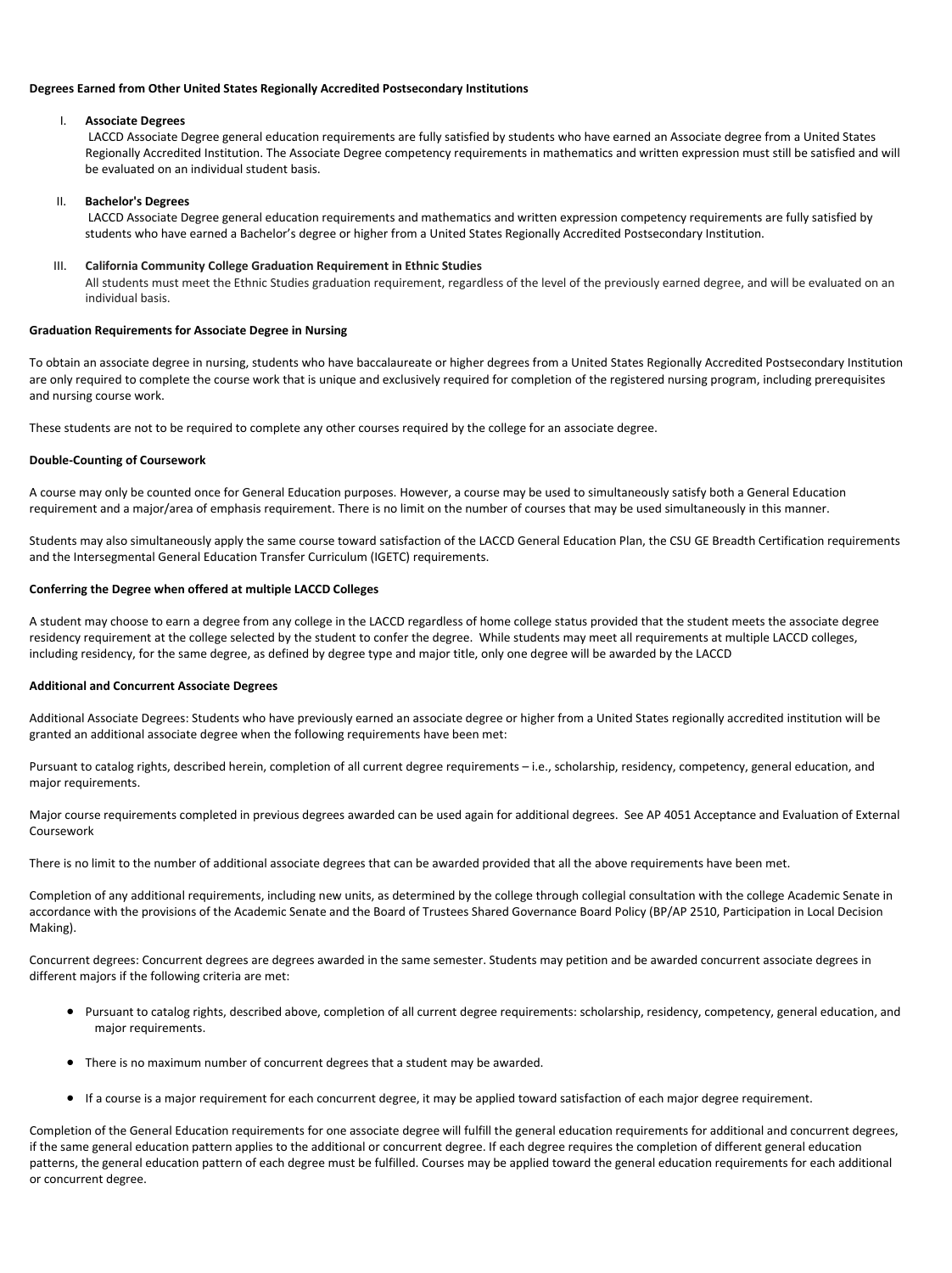**Degrees Earned from Other United States Regionally Accredited Postsecondary Institutions**

I. **Associate Degrees**
   LACCD Associate Degree general education requirements are fully satisfied by students who have earned an Associate degree from a United States Regionally Accredited Institution. The Associate Degree competency requirements in mathematics and written expression must still be satisfied and will be evaluated on an individual student basis.

II. **Bachelor's Degrees**
   LACCD Associate Degree general education requirements and mathematics and written expression competency requirements are fully satisfied by students who have earned a Bachelor's degree or higher from a United States Regionally Accredited Postsecondary Institution.

III. **California Community College Graduation Requirement in Ethnic Studies**
   All students must meet the Ethnic Studies graduation requirement, regardless of the level of the previously earned degree, and will be evaluated on an individual basis.

**Graduation Requirements for Associate Degree in Nursing**

To obtain an associate degree in nursing, students who have baccalaureate or higher degrees from a United States Regionally Accredited Postsecondary Institution are only required to complete the course work that is unique and exclusively required for completion of the registered nursing program, including prerequisites and nursing course work.

These students are not to be required to complete any other courses required by the college for an associate degree.

**Double-Counting of Coursework**

A course may only be counted once for General Education purposes. However, a course may be used to simultaneously satisfy both a General Education requirement and a major/area of emphasis requirement. There is no limit on the number of courses that may be used simultaneously in this manner.

Students may also simultaneously apply the same course toward satisfaction of the LACCD General Education Plan, the CSU GE Breadth Certification requirements and the Intersegmental General Education Transfer Curriculum (IGETC) requirements.

**Conferring the Degree when offered at multiple LACCD Colleges**

A student may choose to earn a degree from any college in the LACCD regardless of home college status provided that the student meets the associate degree residency requirement at the college selected by the student to confer the degree. While students may meet all requirements at multiple LACCD colleges, including residency, for the same degree, as defined by degree type and major title, only one degree will be awarded by the LACCD

**Additional and Concurrent Associate Degrees**

Additional Associate Degrees: Students who have previously earned an associate degree or higher from a United States regionally accredited institution will be granted an additional associate degree when the following requirements have been met:

Pursuant to catalog rights, described herein, completion of all current degree requirements – i.e., scholarship, residency, competency, general education, and major requirements.

Major course requirements completed in previous degrees awarded can be used again for additional degrees. See AP 4051 Acceptance and Evaluation of External Coursework

There is no limit to the number of additional associate degrees that can be awarded provided that all the above requirements have been met.

Completion of any additional requirements, including new units, as determined by the college through collegial consultation with the college Academic Senate in accordance with the provisions of the Academic Senate and the Board of Trustees Shared Governance Board Policy (BP/AP 2510, Participation in Local Decision Making).

Concurrent degrees: Concurrent degrees are degrees awarded in the same semester. Students may petition and be awarded concurrent associate degrees in different majors if the following criteria are met:

- Pursuant to catalog rights, described above, completion of all current degree requirements: scholarship, residency, competency, general education, and major requirements.
- There is no maximum number of concurrent degrees that a student may be awarded.
- If a course is a major requirement for each concurrent degree, it may be applied toward satisfaction of each major degree requirement.

Completion of the General Education requirements for one associate degree will fulfill the general education requirements for additional and concurrent degrees, if the same general education pattern applies to the additional or concurrent degree. If each degree requires the completion of different general education patterns, the general education pattern of each degree must be fulfilled. Courses may be applied toward the general education requirements for each additional or concurrent degree.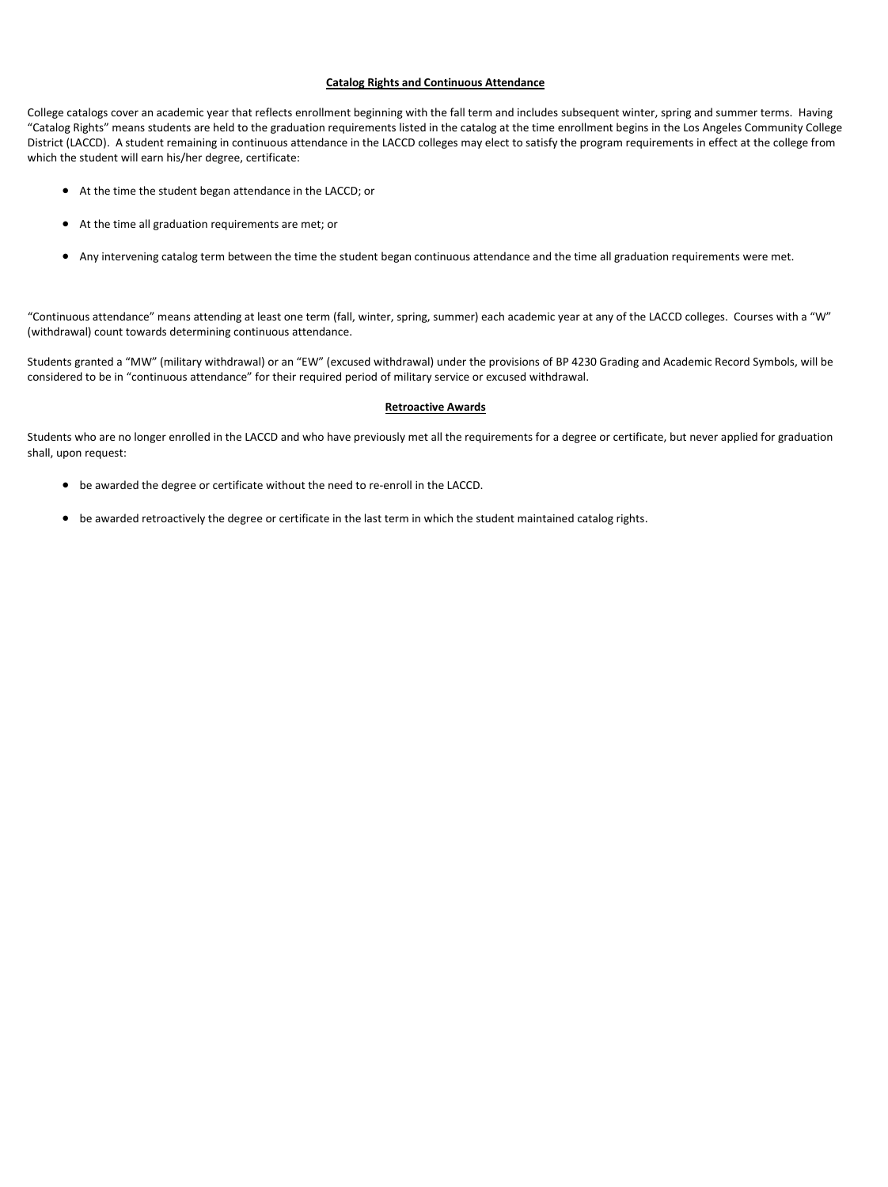## Catalog Rights and Continuous Attendance

College catalogs cover an academic year that reflects enrollment beginning with the fall term and includes subsequent winter, spring and summer terms. Having "Catalog Rights" means students are held to the graduation requirements listed in the catalog at the time enrollment begins in the Los Angeles Community College District (LACCD). A student remaining in continuous attendance in the LACCD colleges may elect to satisfy the program requirements in effect at the college from which the student will earn his/her degree, certificate:

- At the time the student began attendance in the LACCD; or
- At the time all graduation requirements are met; or
- Any intervening catalog term between the time the student began continuous attendance and the time all graduation requirements were met.

"Continuous attendance" means attending at least one term (fall, winter, spring, summer) each academic year at any of the LACCD colleges. Courses with a "W" (withdrawal) count towards determining continuous attendance.

Students granted a "MW" (military withdrawal) or an "EW" (excused withdrawal) under the provisions of BP 4230 Grading and Academic Record Symbols, will be considered to be in "continuous attendance" for their required period of military service or excused withdrawal.

## Retroactive Awards

Students who are no longer enrolled in the LACCD and who have previously met all the requirements for a degree or certificate, but never applied for graduation shall, upon request:

- be awarded the degree or certificate without the need to re-enroll in the LACCD.
- be awarded retroactively the degree or certificate in the last term in which the student maintained catalog rights.